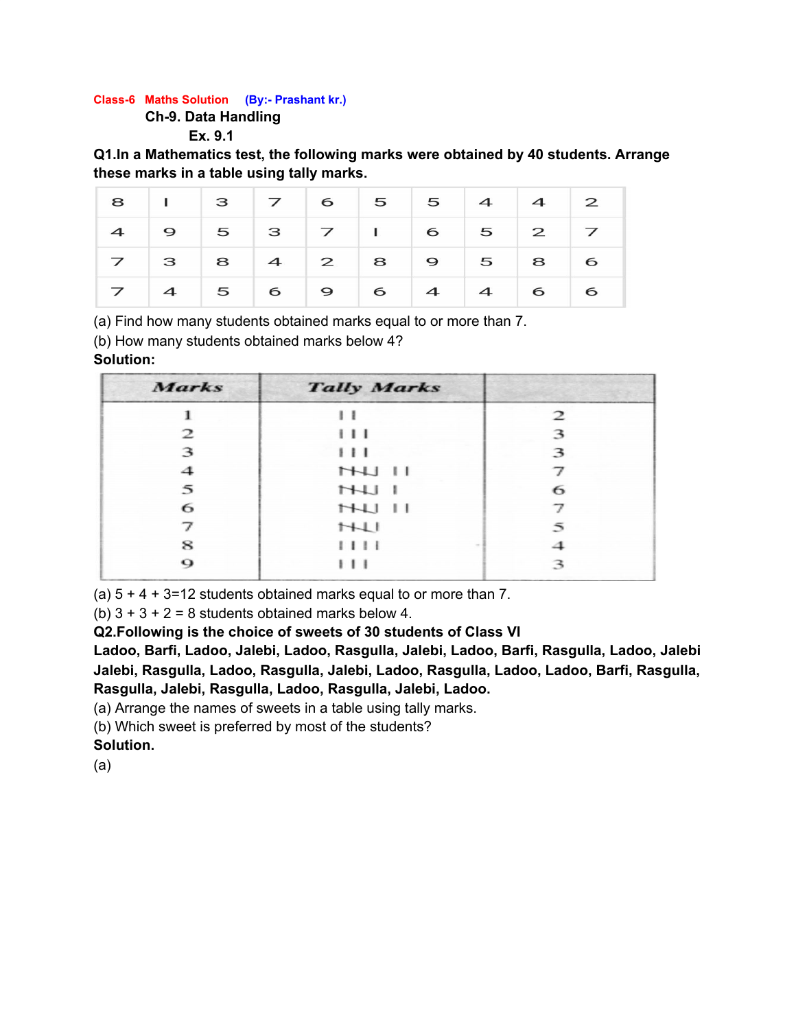Class-6 Maths Solution (By:- Prashant kr.)

## Ch-9. Data Handling

### Ex. 9.1

**Q1.In a Mathematics test, the following marks were obtained by 40 students. Arrange these marks in a table using tally marks.**

| | | | | | | | | | |
|---|---|---|---|---|---|---|---|---|---|
| 8 | 1 | 3 | 7 | 6 | 5 | 5 | 4 | 4 | 2 |
| 4 | 9 | 5 | 3 | 7 | 1 | 6 | 5 | 2 | 7 |
| 7 | 3 | 8 | 4 | 2 | 8 | 9 | 5 | 8 | 6 |
| 7 | 4 | 5 | 6 | 9 | 6 | 4 | 4 | 6 | 6 |

(a) Find how many students obtained marks equal to or more than 7.

(b) How many students obtained marks below 4?

**Solution:**

| Marks | Tally Marks | |
|---|---|---|
| 1 | II | 2 |
| 2 | III | 3 |
| 3 | III | 3 |
| 4 | ~~IIII~~ II | 7 |
| 5 | ~~IIII~~ I | 6 |
| 6 | ~~IIII~~ II | 7 |
| 7 | ~~IIII~~ | 5 |
| 8 | IIII | 4 |
| 9 | III | 3 |

(a) 5 + 4 + 3=12 students obtained marks equal to or more than 7.

(b) 3 + 3 + 2 = 8 students obtained marks below 4.

**Q2.Following is the choice of sweets of 30 students of Class VI**

**Ladoo, Barfi, Ladoo, Jalebi, Ladoo, Rasgulla, Jalebi, Ladoo, Barfi, Rasgulla, Ladoo, Jalebi Jalebi, Rasgulla, Ladoo, Rasgulla, Jalebi, Ladoo, Rasgulla, Ladoo, Ladoo, Barfi, Rasgulla, Rasgulla, Jalebi, Rasgulla, Ladoo, Rasgulla, Jalebi, Ladoo.**

(a) Arrange the names of sweets in a table using tally marks.

(b) Which sweet is preferred by most of the students?

**Solution.**

(a)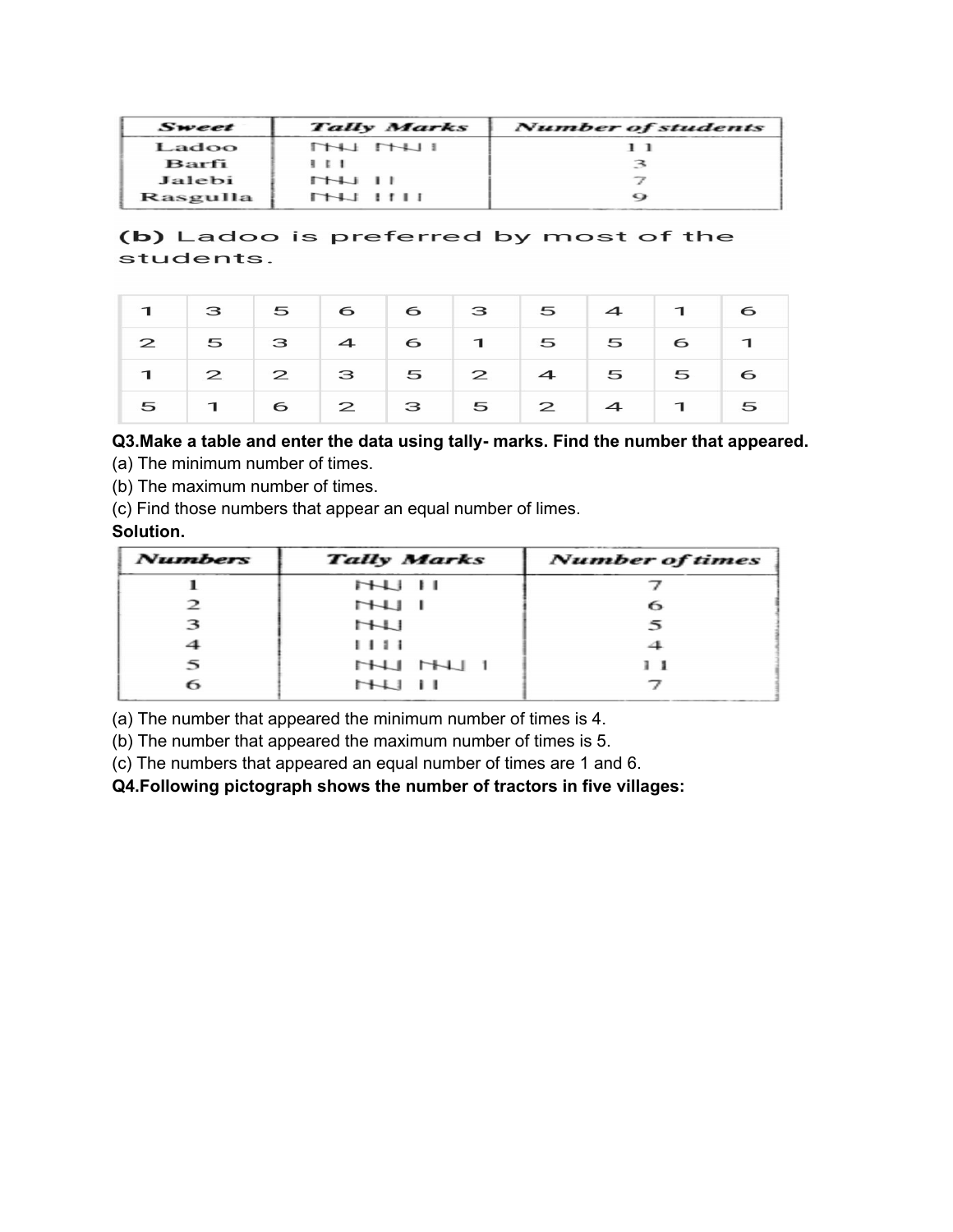| Sweet | Tally Marks | Number of students |
| --- | --- | --- |
| Ladoo | 𝍸 𝍸 I | 11 |
| Barfi | III | 3 |
| Jalebi | 𝍸 II | 7 |
| Rasgulla | 𝍸 IIII | 9 |

**(b)** Ladoo is preferred by most of the students.

| | | | | | | | | | |
| --- | --- | --- | --- | --- | --- | --- | --- | --- | --- |
| 1 | 3 | 5 | 6 | 6 | 3 | 5 | 4 | 1 | 6 |
| 2 | 5 | 3 | 4 | 6 | 1 | 5 | 5 | 6 | 1 |
| 1 | 2 | 2 | 3 | 5 | 2 | 4 | 5 | 5 | 6 |
| 5 | 1 | 6 | 2 | 3 | 5 | 2 | 4 | 1 | 5 |

**Q3.Make a table and enter the data using tally- marks. Find the number that appeared.**

(a) The minimum number of times.

(b) The maximum number of times.

(c) Find those numbers that appear an equal number of limes.

**Solution.**

| Numbers | Tally Marks | Number of times |
| --- | --- | --- |
| 1 | 𝍸 II | 7 |
| 2 | 𝍸 I | 6 |
| 3 | 𝍸 | 5 |
| 4 | IIII | 4 |
| 5 | 𝍸 𝍸 I | 11 |
| 6 | 𝍸 II | 7 |

(a) The number that appeared the minimum number of times is 4.

(b) The number that appeared the maximum number of times is 5.

(c) The numbers that appeared an equal number of times are 1 and 6.

**Q4.Following pictograph shows the number of tractors in five villages:**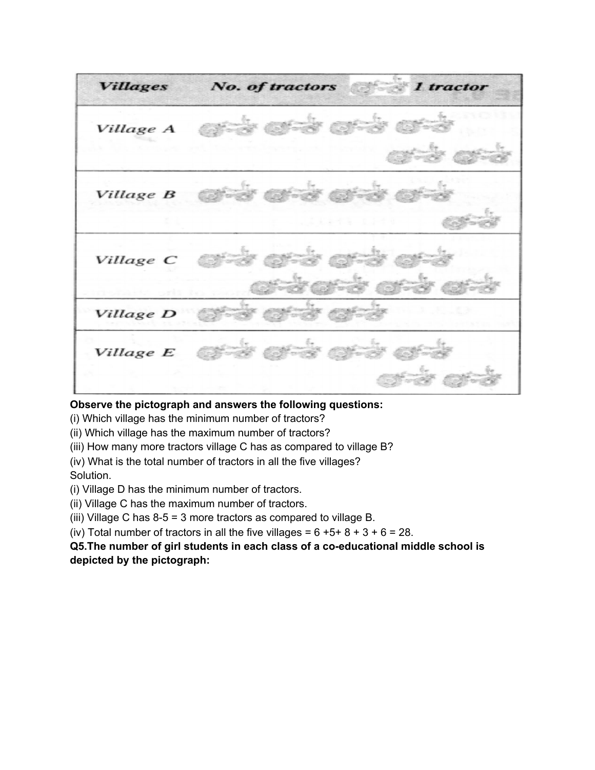| Villages | No. of tractors (1 tractor) |
|---|---|
| Village A | |
| Village B | |
| Village C | |
| Village D | |
| Village E | |

**Observe the pictograph and answers the following questions:**

(i) Which village has the minimum number of tractors?

(ii) Which village has the maximum number of tractors?

(iii) How many more tractors village C has as compared to village B?

(iv) What is the total number of tractors in all the five villages?

Solution.

(i) Village D has the minimum number of tractors.

(ii) Village C has the maximum number of tractors.

(iii) Village C has 8-5 = 3 more tractors as compared to village B.

(iv) Total number of tractors in all the five villages = 6 +5+ 8 + 3 + 6 = 28.

**Q5.The number of girl students in each class of a co-educational middle school is depicted by the pictograph:**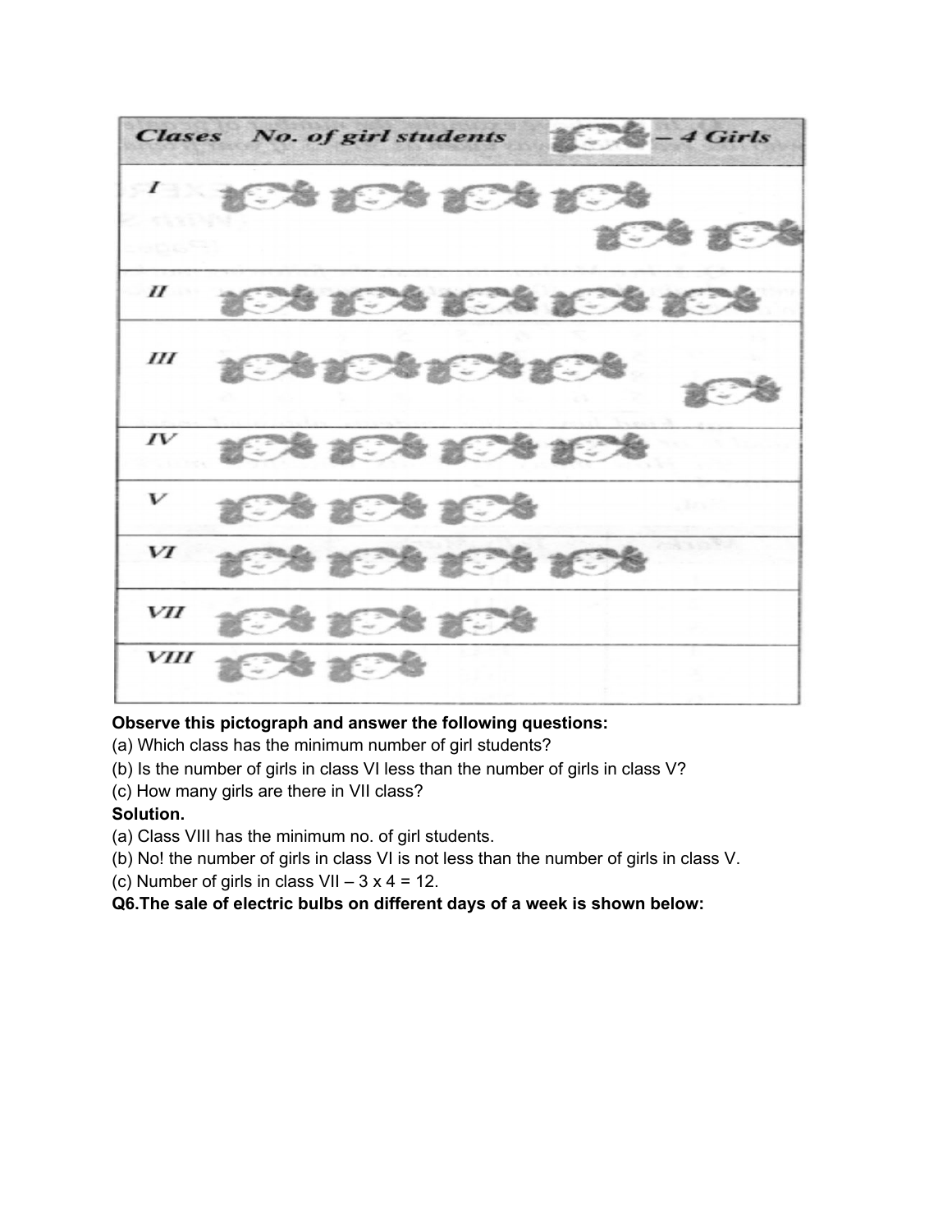| Clases | No. of girl students (🎀 – 4 Girls) |
| --- | --- |
| I | 🎀 🎀 🎀 🎀 🎀 🎀 |
| II | 🎀 🎀 🎀 🎀 🎀 |
| III | 🎀 🎀 🎀 🎀 🎀 |
| IV | 🎀 🎀 🎀 🎀 |
| V | 🎀 🎀 🎀 |
| VI | 🎀 🎀 🎀 🎀 |
| VII | 🎀 🎀 🎀 |
| VIII | 🎀 🎀 |

**Observe this pictograph and answer the following questions:**

(a) Which class has the minimum number of girl students?

(b) Is the number of girls in class VI less than the number of girls in class V?

(c) How many girls are there in VII class?

**Solution.**

(a) Class VIII has the minimum no. of girl students.

(b) No! the number of girls in class VI is not less than the number of girls in class V.

(c) Number of girls in class VII – $3 \times 4 = 12$.

**Q6.The sale of electric bulbs on different days of a week is shown below:**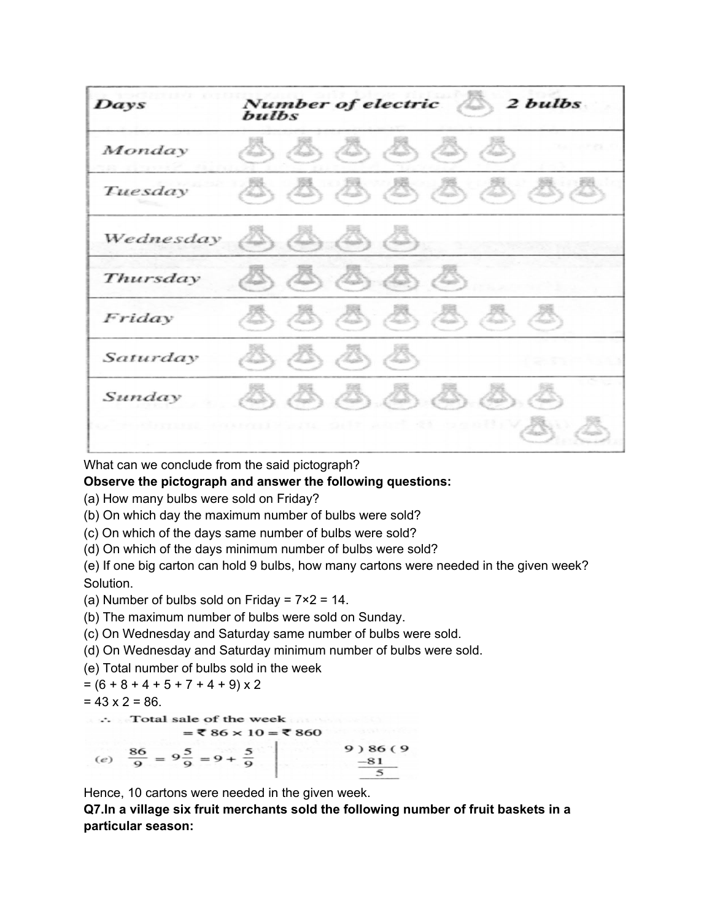| Days | Number of electric bulbs (1 bulb symbol = 2 bulbs) |
|---|---|
| Monday | 💡💡💡💡💡💡 |
| Tuesday | 💡💡💡💡💡💡💡💡 |
| Wednesday | 💡💡💡💡 |
| Thursday | 💡💡💡💡💡 |
| Friday | 💡💡💡💡💡💡💡 |
| Saturday | 💡💡💡💡 |
| Sunday | 💡💡💡💡💡💡💡💡💡 |

What can we conclude from the said pictograph?

**Observe the pictograph and answer the following questions:**

(a) How many bulbs were sold on Friday?

(b) On which day the maximum number of bulbs were sold?

(c) On which of the days same number of bulbs were sold?

(d) On which of the days minimum number of bulbs were sold?

(e) If one big carton can hold 9 bulbs, how many cartons were needed in the given week?

Solution.

(a) Number of bulbs sold on Friday = 7×2 = 14.

(b) The maximum number of bulbs were sold on Sunday.

(c) On Wednesday and Saturday same number of bulbs were sold.

(d) On Wednesday and Saturday minimum number of bulbs were sold.

(e) Total number of bulbs sold in the week

= (6 + 8 + 4 + 5 + 7 + 4 + 9) x 2

= 43 x 2 = 86.

∴ Total sale of the week

= ₹ 86 × 10 = ₹ 860

(e) $\frac{86}{9} = 9\frac{5}{9} = 9 + \frac{5}{9}$

```
9 ) 86 ( 9
   -81
   ----
     5
```

Hence, 10 cartons were needed in the given week.

**Q7.In a village six fruit merchants sold the following number of fruit baskets in a particular season:**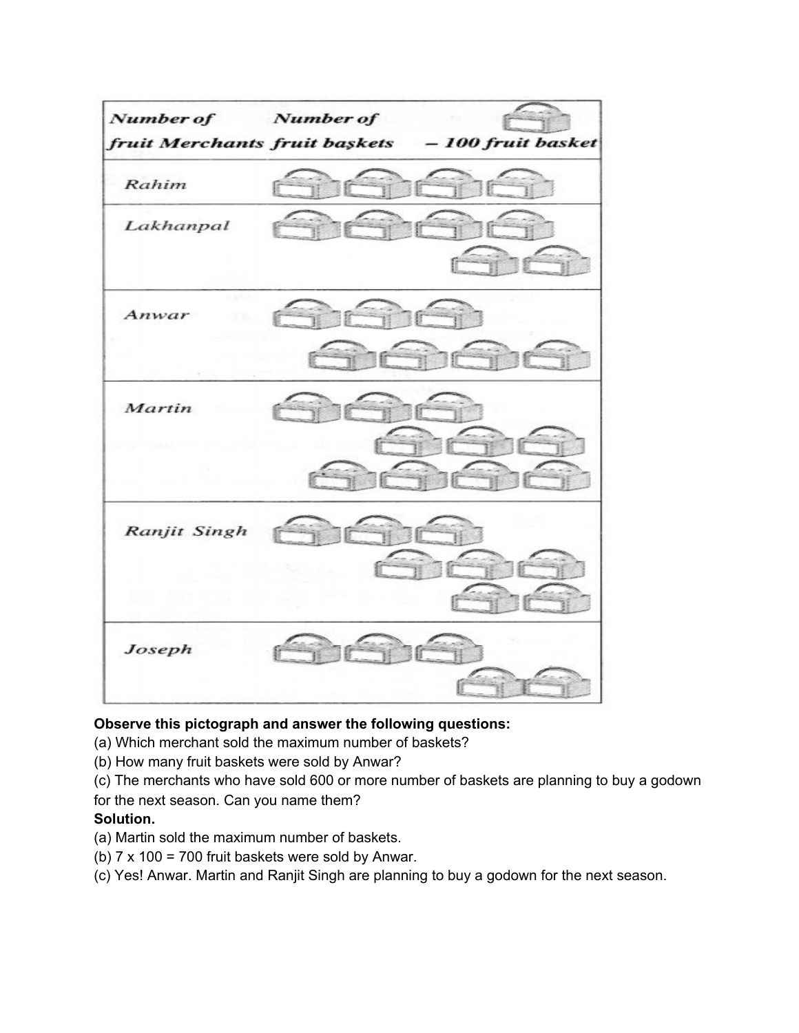Number of fruit Merchants

Number of fruit baskets

– 100 fruit basket

Rahim

Lakhanpal

Anwar

Martin

Ranjit Singh

Joseph

**Observe this pictograph and answer the following questions:**

(a) Which merchant sold the maximum number of baskets?

(b) How many fruit baskets were sold by Anwar?

(c) The merchants who have sold 600 or more number of baskets are planning to buy a godown for the next season. Can you name them?

**Solution.**

(a) Martin sold the maximum number of baskets.

(b) 7 x 100 = 700 fruit baskets were sold by Anwar.

(c) Yes! Anwar. Martin and Ranjit Singh are planning to buy a godown for the next season.